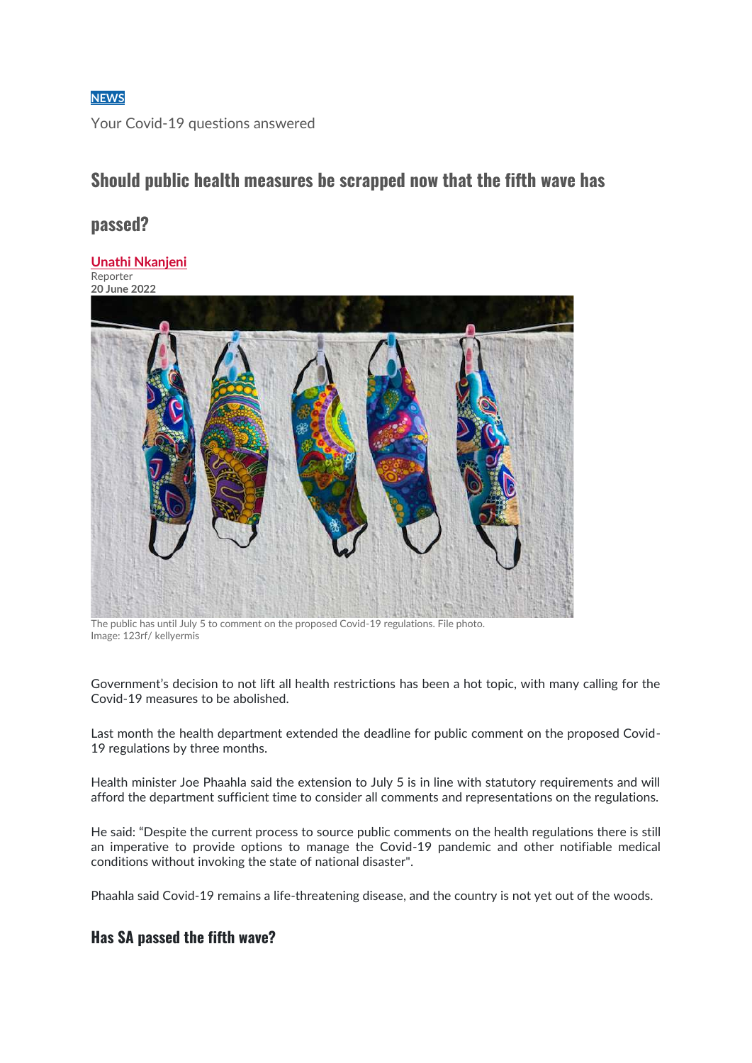NEWS

Your Covid-19 questions answered

# Should public health measures be scrapped now that the fifth wave has passed?

**Unathi Nkanjeni**
Reporter
**20 June 2022**

The public has until July 5 to comment on the proposed Covid-19 regulations. File photo.
Image: 123rf/ kellyermis

Government's decision to not lift all health restrictions has been a hot topic, with many calling for the Covid-19 measures to be abolished.

Last month the health department extended the deadline for public comment on the proposed Covid-19 regulations by three months.

Health minister Joe Phaahla said the extension to July 5 is in line with statutory requirements and will afford the department sufficient time to consider all comments and representations on the regulations.

He said: "Despite the current process to source public comments on the health regulations there is still an imperative to provide options to manage the Covid-19 pandemic and other notifiable medical conditions without invoking the state of national disaster".

Phaahla said Covid-19 remains a life-threatening disease, and the country is not yet out of the woods.

## Has SA passed the fifth wave?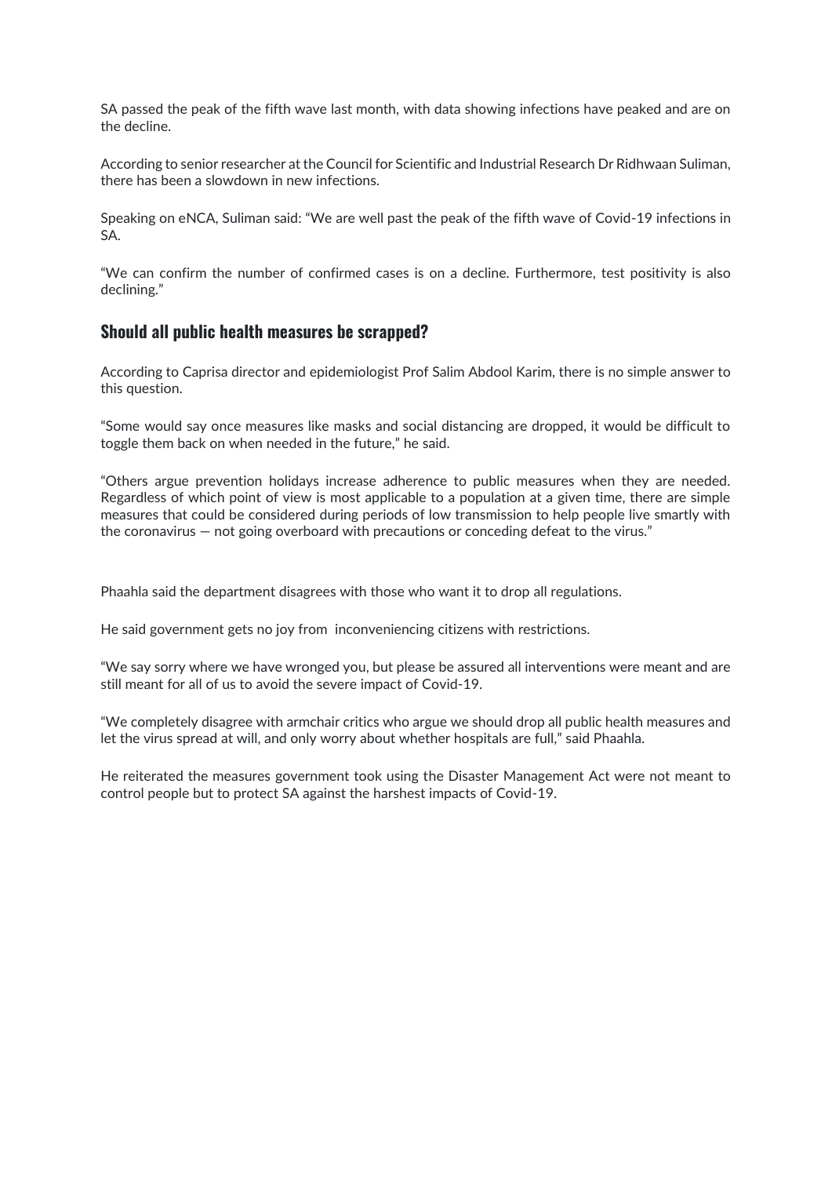SA passed the peak of the fifth wave last month, with data showing infections have peaked and are on the decline.

According to senior researcher at the Council for Scientific and Industrial Research Dr Ridhwaan Suliman, there has been a slowdown in new infections.

Speaking on eNCA, Suliman said: "We are well past the peak of the fifth wave of Covid-19 infections in SA.

"We can confirm the number of confirmed cases is on a decline. Furthermore, test positivity is also declining."

## Should all public health measures be scrapped?

According to Caprisa director and epidemiologist Prof Salim Abdool Karim, there is no simple answer to this question.

"Some would say once measures like masks and social distancing are dropped, it would be difficult to toggle them back on when needed in the future," he said.

"Others argue prevention holidays increase adherence to public measures when they are needed. Regardless of which point of view is most applicable to a population at a given time, there are simple measures that could be considered during periods of low transmission to help people live smartly with the coronavirus — not going overboard with precautions or conceding defeat to the virus."

Phaahla said the department disagrees with those who want it to drop all regulations.

He said government gets no joy from inconveniencing citizens with restrictions.

"We say sorry where we have wronged you, but please be assured all interventions were meant and are still meant for all of us to avoid the severe impact of Covid-19.

"We completely disagree with armchair critics who argue we should drop all public health measures and let the virus spread at will, and only worry about whether hospitals are full," said Phaahla.

He reiterated the measures government took using the Disaster Management Act were not meant to control people but to protect SA against the harshest impacts of Covid-19.